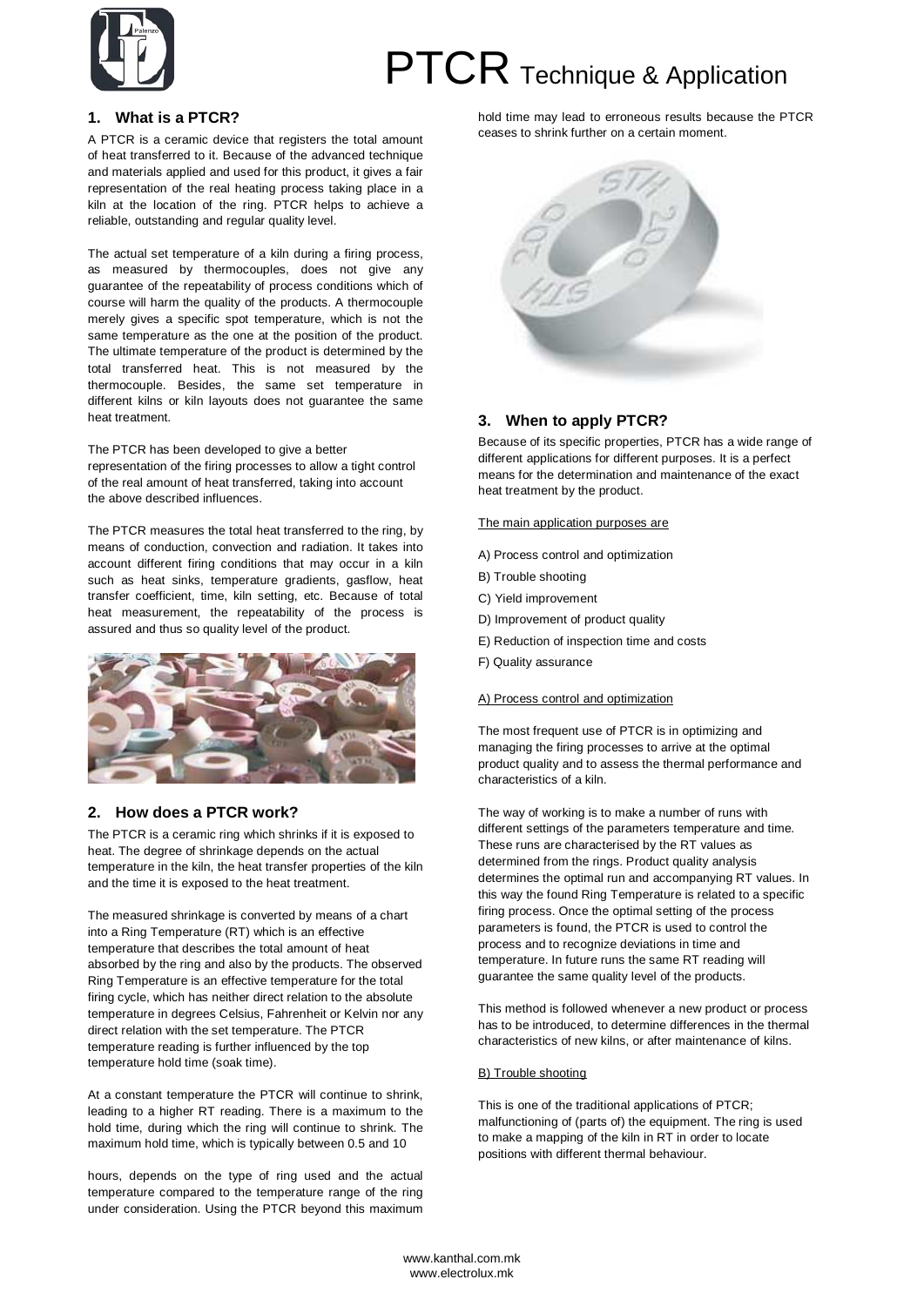# PTCR Technique & Application

## 1. What is a PTCR?

A PTCR is a ceramic device that registers the total amount of heat transferred to it. Because of the advanced technique and materials applied and used for this product, it gives a fair representation of the real heating process taking place in a kiln at the location of the ring. PTCR helps to achieve a reliable, outstanding and regular quality level.

The actual set temperature of a kiln during a firing process, as measured by thermocouples, does not give any guarantee of the repeatability of process conditions which of course will harm the quality of the products. A thermocouple merely gives a specific spot temperature, which is not the same temperature as the one at the position of the product. The ultimate temperature of the product is determined by the total transferred heat. This is not measured by the thermocouple. Besides, the same set temperature in different kilns or kiln layouts does not guarantee the same heat treatment.

The PTCR has been developed to give a better representation of the firing processes to allow a tight control of the real amount of heat transferred, taking into account the above described influences.

The PTCR measures the total heat transferred to the ring, by means of conduction, convection and radiation. It takes into account different firing conditions that may occur in a kiln such as heat sinks, temperature gradients, gasflow, heat transfer coefficient, time, kiln setting, etc. Because of total heat measurement, the repeatability of the process is assured and thus so quality level of the product.

## 2. How does a PTCR work?

The PTCR is a ceramic ring which shrinks if it is exposed to heat. The degree of shrinkage depends on the actual temperature in the kiln, the heat transfer properties of the kiln and the time it is exposed to the heat treatment.

The measured shrinkage is converted by means of a chart into a Ring Temperature (RT) which is an effective temperature that describes the total amount of heat absorbed by the ring and also by the products. The observed Ring Temperature is an effective temperature for the total firing cycle, which has neither direct relation to the absolute temperature in degrees Celsius, Fahrenheit or Kelvin nor any direct relation with the set temperature. The PTCR temperature reading is further influenced by the top temperature hold time (soak time).

At a constant temperature the PTCR will continue to shrink, leading to a higher RT reading. There is a maximum to the hold time, during which the ring will continue to shrink. The maximum hold time, which is typically between 0.5 and 10 hours, depends on the type of ring used and the actual temperature compared to the temperature range of the ring under consideration. Using the PTCR beyond this maximum hold time may lead to erroneous results because the PTCR ceases to shrink further on a certain moment.

## 3. When to apply PTCR?

Because of its specific properties, PTCR has a wide range of different applications for different purposes. It is a perfect means for the determination and maintenance of the exact heat treatment by the product.

The main application purposes are

A) Process control and optimization

B) Trouble shooting

C) Yield improvement

D) Improvement of product quality

E) Reduction of inspection time and costs

F) Quality assurance

A) Process control and optimization

The most frequent use of PTCR is in optimizing and managing the firing processes to arrive at the optimal product quality and to assess the thermal performance and characteristics of a kiln.

The way of working is to make a number of runs with different settings of the parameters temperature and time. These runs are characterised by the RT values as determined from the rings. Product quality analysis determines the optimal run and accompanying RT values. In this way the found Ring Temperature is related to a specific firing process. Once the optimal setting of the process parameters is found, the PTCR is used to control the process and to recognize deviations in time and temperature. In future runs the same RT reading will guarantee the same quality level of the products.

This method is followed whenever a new product or process has to be introduced, to determine differences in the thermal characteristics of new kilns, or after maintenance of kilns.

B) Trouble shooting

This is one of the traditional applications of PTCR; malfunctioning of (parts of) the equipment. The ring is used to make a mapping of the kiln in RT in order to locate positions with different thermal behaviour.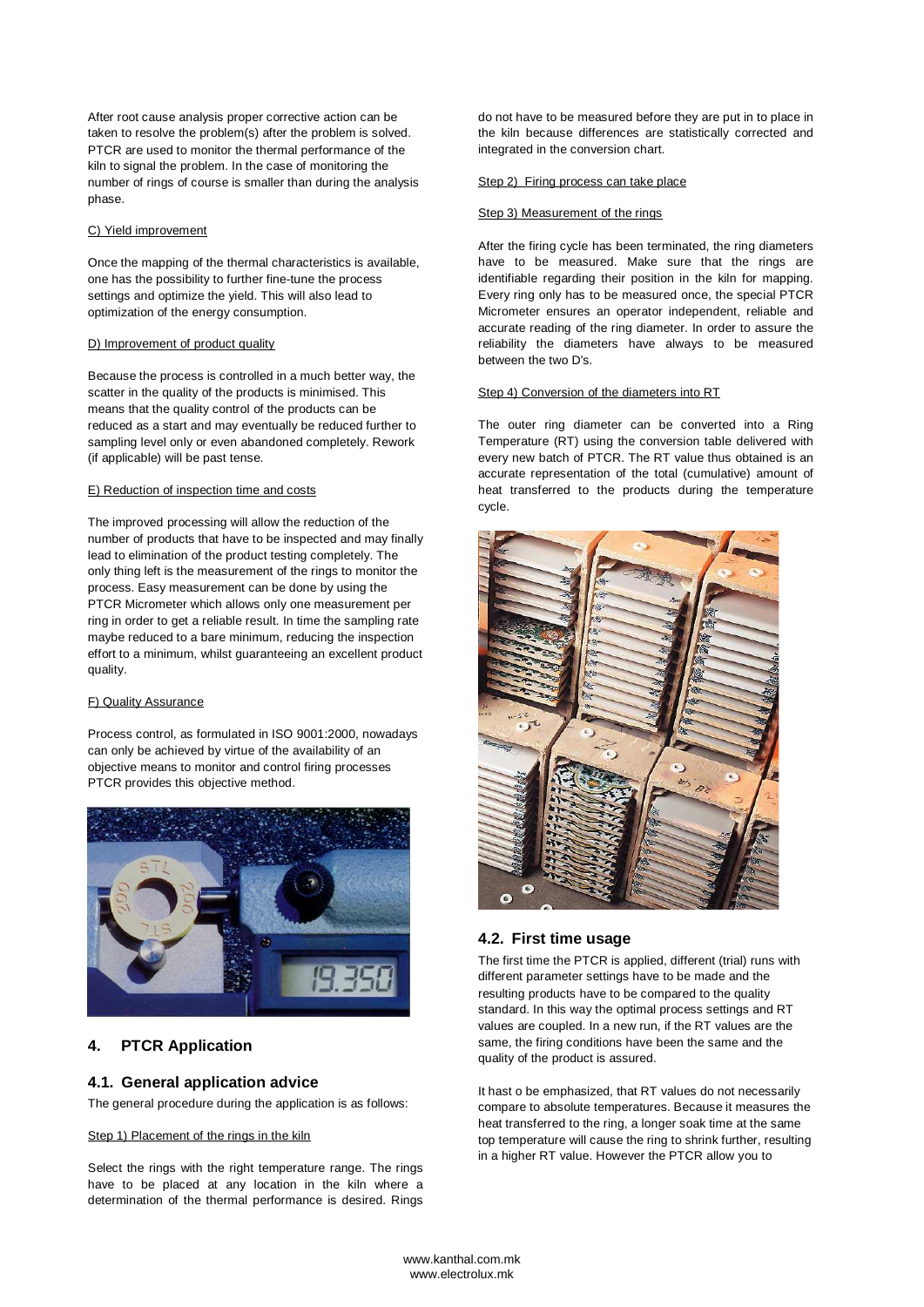After root cause analysis proper corrective action can be taken to resolve the problem(s) after the problem is solved. PTCR are used to monitor the thermal performance of the kiln to signal the problem. In the case of monitoring the number of rings of course is smaller than during the analysis phase.

C) Yield improvement

Once the mapping of the thermal characteristics is available, one has the possibility to further fine-tune the process settings and optimize the yield. This will also lead to optimization of the energy consumption.

D) Improvement of product quality

Because the process is controlled in a much better way, the scatter in the quality of the products is minimised. This means that the quality control of the products can be reduced as a start and may eventually be reduced further to sampling level only or even abandoned completely. Rework (if applicable) will be past tense.

E) Reduction of inspection time and costs

The improved processing will allow the reduction of the number of products that have to be inspected and may finally lead to elimination of the product testing completely. The only thing left is the measurement of the rings to monitor the process. Easy measurement can be done by using the PTCR Micrometer which allows only one measurement per ring in order to get a reliable result. In time the sampling rate maybe reduced to a bare minimum, reducing the inspection effort to a minimum, whilst guaranteeing an excellent product quality.

F) Quality Assurance

Process control, as formulated in ISO 9001:2000, nowadays can only be achieved by virtue of the availability of an objective means to monitor and control firing processes PTCR provides this objective method.

## 4. PTCR Application

### 4.1. General application advice

The general procedure during the application is as follows:

Step 1) Placement of the rings in the kiln

Select the rings with the right temperature range. The rings have to be placed at any location in the kiln where a determination of the thermal performance is desired. Rings do not have to be measured before they are put in to place in the kiln because differences are statistically corrected and integrated in the conversion chart.

Step 2) Firing process can take place

Step 3) Measurement of the rings

After the firing cycle has been terminated, the ring diameters have to be measured. Make sure that the rings are identifiable regarding their position in the kiln for mapping. Every ring only has to be measured once, the special PTCR Micrometer ensures an operator independent, reliable and accurate reading of the ring diameter. In order to assure the reliability the diameters have always to be measured between the two D's.

Step 4) Conversion of the diameters into RT

The outer ring diameter can be converted into a Ring Temperature (RT) using the conversion table delivered with every new batch of PTCR. The RT value thus obtained is an accurate representation of the total (cumulative) amount of heat transferred to the products during the temperature cycle.

### 4.2. First time usage

The first time the PTCR is applied, different (trial) runs with different parameter settings have to be made and the resulting products have to be compared to the quality standard. In this way the optimal process settings and RT values are coupled. In a new run, if the RT values are the same, the firing conditions have been the same and the quality of the product is assured.

It hast o be emphasized, that RT values do not necessarily compare to absolute temperatures. Because it measures the heat transferred to the ring, a longer soak time at the same top temperature will cause the ring to shrink further, resulting in a higher RT value. However the PTCR allow you to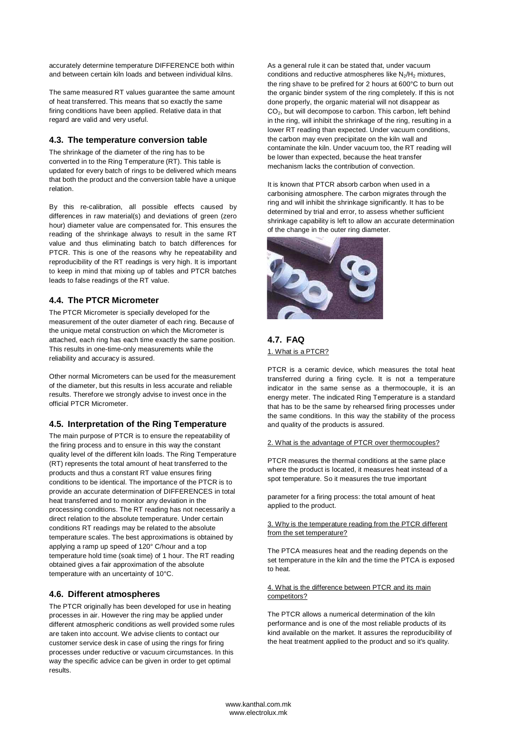accurately determine temperature DIFFERENCE both within and between certain kiln loads and between individual kilns.

The same measured RT values guarantee the same amount of heat transferred. This means that so exactly the same firing conditions have been applied. Relative data in that regard are valid and very useful.

### 4.3. The temperature conversion table

The shrinkage of the diameter of the ring has to be converted in to the Ring Temperature (RT). This table is updated for every batch of rings to be delivered which means that both the product and the conversion table have a unique relation.

By this re-calibration, all possible effects caused by differences in raw material(s) and deviations of green (zero hour) diameter value are compensated for. This ensures the reading of the shrinkage always to result in the same RT value and thus eliminating batch to batch differences for PTCR. This is one of the reasons why he repeatability and reproducibility of the RT readings is very high. It is important to keep in mind that mixing up of tables and PTCR batches leads to false readings of the RT value.

### 4.4. The PTCR Micrometer

The PTCR Micrometer is specially developed for the measurement of the outer diameter of each ring. Because of the unique metal construction on which the Micrometer is attached, each ring has each time exactly the same position. This results in one-time-only measurements while the reliability and accuracy is assured.

Other normal Micrometers can be used for the measurement of the diameter, but this results in less accurate and reliable results. Therefore we strongly advise to invest once in the official PTCR Micrometer.

### 4.5. Interpretation of the Ring Temperature

The main purpose of PTCR is to ensure the repeatability of the firing process and to ensure in this way the constant quality level of the different kiln loads. The Ring Temperature (RT) represents the total amount of heat transferred to the products and thus a constant RT value ensures firing conditions to be identical. The importance of the PTCR is to provide an accurate determination of DIFFERENCES in total heat transferred and to monitor any deviation in the processing conditions. The RT reading has not necessarily a direct relation to the absolute temperature. Under certain conditions RT readings may be related to the absolute temperature scales. The best approximations is obtained by applying a ramp up speed of 120° C/hour and a top temperature hold time (soak time) of 1 hour. The RT reading obtained gives a fair approximation of the absolute temperature with an uncertainty of 10°C.

### 4.6. Different atmospheres

The PTCR originally has been developed for use in heating processes in air. However the ring may be applied under different atmospheric conditions as well provided some rules are taken into account. We advise clients to contact our customer service desk in case of using the rings for firing processes under reductive or vacuum circumstances. In this way the specific advice can be given in order to get optimal results.

As a general rule it can be stated that, under vacuum conditions and reductive atmospheres like $N_2/H_2$ mixtures, the ring shave to be prefired for 2 hours at 600°C to burn out the organic binder system of the ring completely. If this is not done properly, the organic material will not disappear as $CO_2$, but will decompose to carbon. This carbon, left behind in the ring, will inhibit the shrinkage of the ring, resulting in a lower RT reading than expected. Under vacuum conditions, the carbon may even precipitate on the kiln wall and contaminate the kiln. Under vacuum too, the RT reading will be lower than expected, because the heat transfer mechanism lacks the contribution of convection.

It is known that PTCR absorb carbon when used in a carbonising atmosphere. The carbon migrates through the ring and will inhibit the shrinkage significantly. It has to be determined by trial and error, to assess whether sufficient shrinkage capability is left to allow an accurate determination of the change in the outer ring diameter.

### 4.7. FAQ

1. What is a PTCR?

PTCR is a ceramic device, which measures the total heat transferred during a firing cycle. It is not a temperature indicator in the same sense as a thermocouple, it is an energy meter. The indicated Ring Temperature is a standard that has to be the same by rehearsed firing processes under the same conditions. In this way the stability of the process and quality of the products is assured.

2. What is the advantage of PTCR over thermocouples?

PTCR measures the thermal conditions at the same place where the product is located, it measures heat instead of a spot temperature. So it measures the true important parameter for a firing process: the total amount of heat applied to the product.

3. Why is the temperature reading from the PTCR different from the set temperature?

The PTCA measures heat and the reading depends on the set temperature in the kiln and the time the PTCA is exposed to heat.

4. What is the difference between PTCR and its main competitors?

The PTCR allows a numerical determination of the kiln performance and is one of the most reliable products of its kind available on the market. It assures the reproducibility of the heat treatment applied to the product and so it's quality.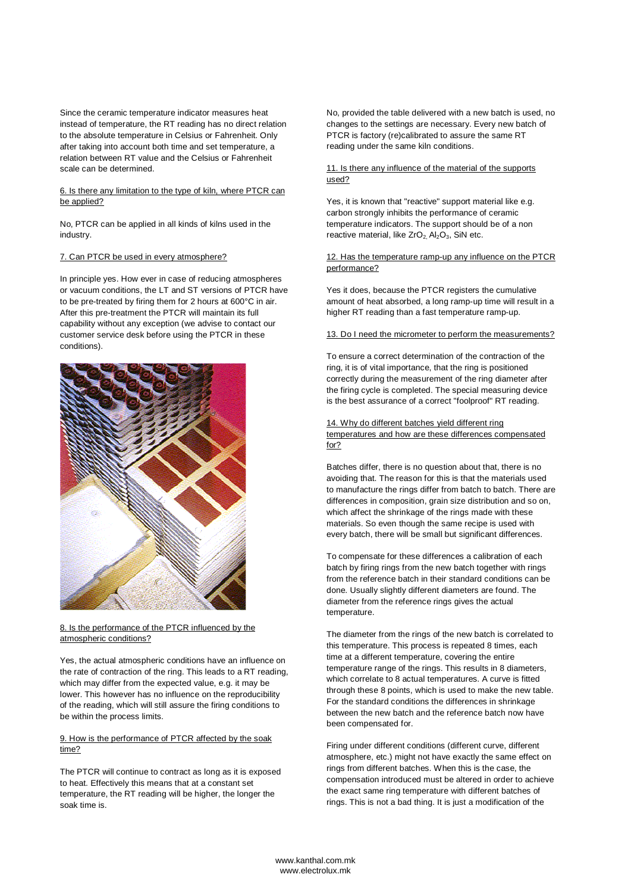Since the ceramic temperature indicator measures heat instead of temperature, the RT reading has no direct relation to the absolute temperature in Celsius or Fahrenheit. Only after taking into account both time and set temperature, a relation between RT value and the Celsius or Fahrenheit scale can be determined.

6. Is there any limitation to the type of kiln, where PTCR can be applied?

No, PTCR can be applied in all kinds of kilns used in the industry.

7. Can PTCR be used in every atmosphere?

In principle yes. How ever in case of reducing atmospheres or vacuum conditions, the LT and ST versions of PTCR have to be pre-treated by firing them for 2 hours at 600°C in air. After this pre-treatment the PTCR will maintain its full capability without any exception (we advise to contact our customer service desk before using the PTCR in these conditions).

8. Is the performance of the PTCR influenced by the atmospheric conditions?

Yes, the actual atmospheric conditions have an influence on the rate of contraction of the ring. This leads to a RT reading, which may differ from the expected value, e.g. it may be lower. This however has no influence on the reproducibility of the reading, which will still assure the firing conditions to be within the process limits.

9. How is the performance of PTCR affected by the soak time?

The PTCR will continue to contract as long as it is exposed to heat. Effectively this means that at a constant set temperature, the RT reading will be higher, the longer the soak time is.

No, provided the table delivered with a new batch is used, no changes to the settings are necessary. Every new batch of PTCR is factory (re)calibrated to assure the same RT reading under the same kiln conditions.

11. Is there any influence of the material of the supports used?

Yes, it is known that "reactive" support material like e.g. carbon strongly inhibits the performance of ceramic temperature indicators. The support should be of a non reactive material, like $ZrO_2$, $Al_2O_3$, SiN etc.

12. Has the temperature ramp-up any influence on the PTCR performance?

Yes it does, because the PTCR registers the cumulative amount of heat absorbed, a long ramp-up time will result in a higher RT reading than a fast temperature ramp-up.

13. Do I need the micrometer to perform the measurements?

To ensure a correct determination of the contraction of the ring, it is of vital importance, that the ring is positioned correctly during the measurement of the ring diameter after the firing cycle is completed. The special measuring device is the best assurance of a correct "foolproof" RT reading.

14. Why do different batches yield different ring temperatures and how are these differences compensated for?

Batches differ, there is no question about that, there is no avoiding that. The reason for this is that the materials used to manufacture the rings differ from batch to batch. There are differences in composition, grain size distribution and so on, which affect the shrinkage of the rings made with these materials. So even though the same recipe is used with every batch, there will be small but significant differences.

To compensate for these differences a calibration of each batch by firing rings from the new batch together with rings from the reference batch in their standard conditions can be done. Usually slightly different diameters are found. The diameter from the reference rings gives the actual temperature.

The diameter from the rings of the new batch is correlated to this temperature. This process is repeated 8 times, each time at a different temperature, covering the entire temperature range of the rings. This results in 8 diameters, which correlate to 8 actual temperatures. A curve is fitted through these 8 points, which is used to make the new table. For the standard conditions the differences in shrinkage between the new batch and the reference batch now have been compensated for.

Firing under different conditions (different curve, different atmosphere, etc.) might not have exactly the same effect on rings from different batches. When this is the case, the compensation introduced must be altered in order to achieve the exact same ring temperature with different batches of rings. This is not a bad thing. It is just a modification of the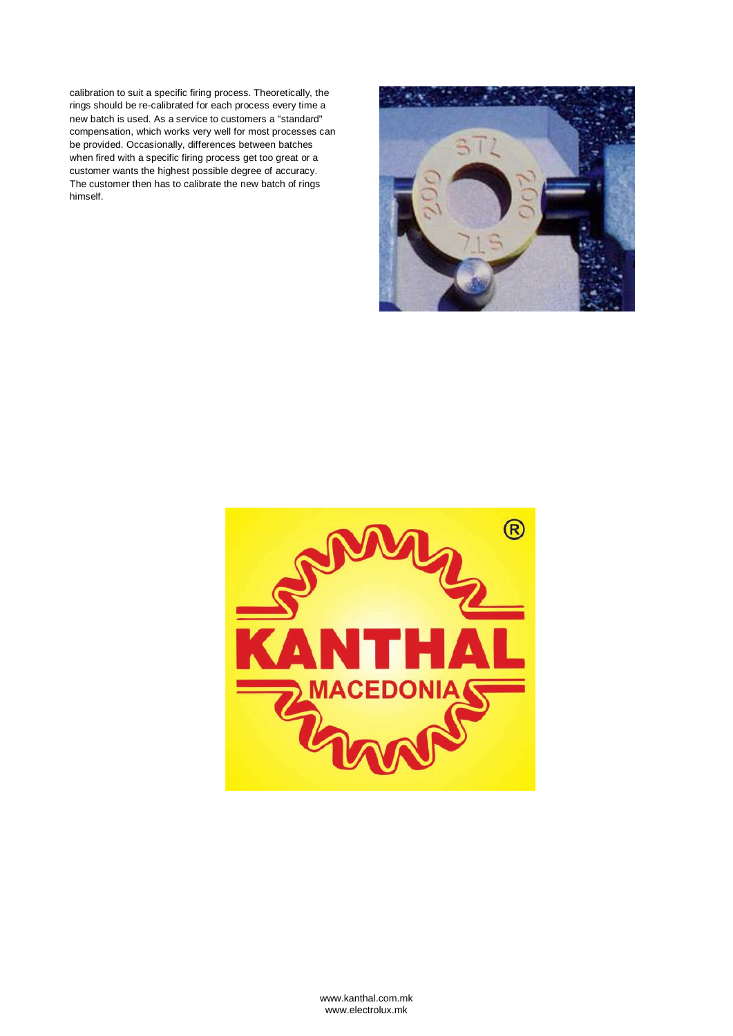calibration to suit a specific firing process. Theoretically, the rings should be re-calibrated for each process every time a new batch is used. As a service to customers a "standard" compensation, which works very well for most processes can be provided. Occasionally, differences between batches when fired with a specific firing process get too great or a customer wants the highest possible degree of accuracy. The customer then has to calibrate the new batch of rings himself.

www.kanthal.com.mk
www.electrolux.mk